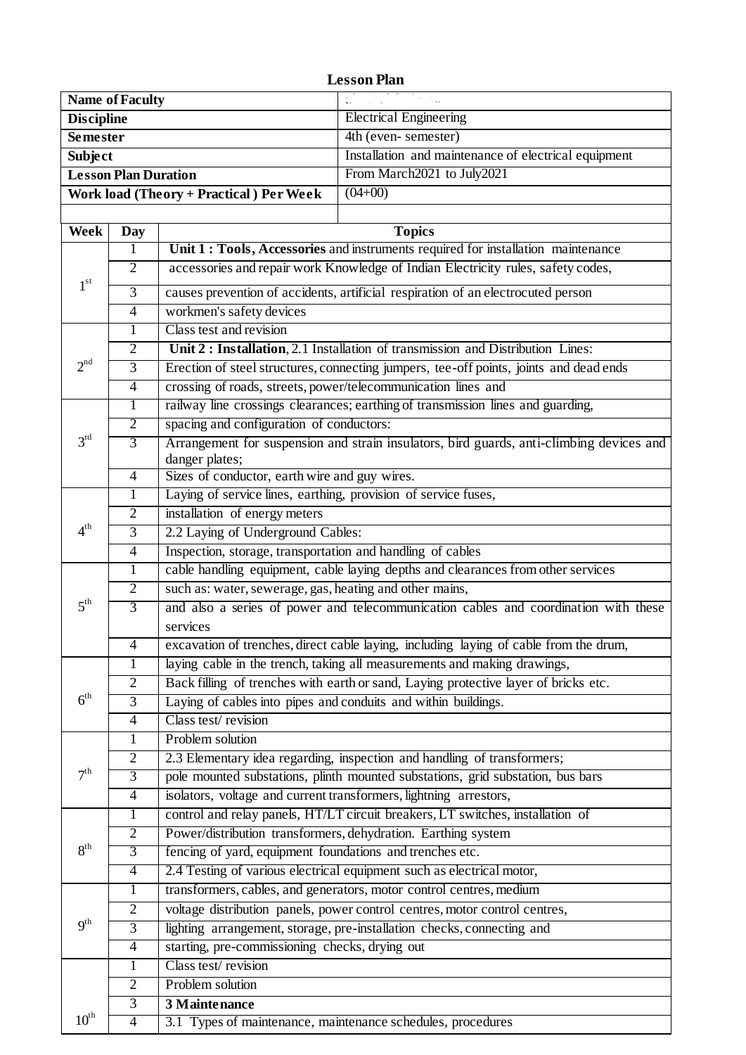# Lesson Plan

| | |
|---|---|
| **Name of Faculty** | |
| **Discipline** | Electrical Engineering |
| **Semester** | 4th (even- semester) |
| **Subject** | Installation and maintenance of electrical equipment |
| **Lesson Plan Duration** | From March2021 to July2021 |
| **Work load (Theory + Practical ) Per Week** | (04+00) |

| Week | Day | Topics |
|---|---|---|
| 1st | 1 | **Unit 1 : Tools, Accessories** and instruments required for installation maintenance |
| | 2 | accessories and repair work Knowledge of Indian Electricity rules, safety codes, |
| | 3 | causes prevention of accidents, artificial respiration of an electrocuted person |
| | 4 | workmen's safety devices |
| 2nd | 1 | Class test and revision |
| | 2 | **Unit 2 : Installation**, 2.1 Installation of transmission and Distribution Lines: |
| | 3 | Erection of steel structures, connecting jumpers, tee-off points, joints and dead ends |
| | 4 | crossing of roads, streets, power/telecommunication lines and |
| 3rd | 1 | railway line crossings clearances; earthing of transmission lines and guarding, |
| | 2 | spacing and configuration of conductors: |
| | 3 | Arrangement for suspension and strain insulators, bird guards, anti-climbing devices and danger plates; |
| | 4 | Sizes of conductor, earth wire and guy wires. |
| 4th | 1 | Laying of service lines, earthing, provision of service fuses, |
| | 2 | installation of energy meters |
| | 3 | 2.2 Laying of Underground Cables: |
| | 4 | Inspection, storage, transportation and handling of cables |
| 5th | 1 | cable handling equipment, cable laying depths and clearances from other services |
| | 2 | such as: water, sewerage, gas, heating and other mains, |
| | 3 | and also a series of power and telecommunication cables and coordination with these services |
| | 4 | excavation of trenches, direct cable laying, including laying of cable from the drum, |
| 6th | 1 | laying cable in the trench, taking all measurements and making drawings, |
| | 2 | Back filling of trenches with earth or sand, Laying protective layer of bricks etc. |
| | 3 | Laying of cables into pipes and conduits and within buildings. |
| | 4 | Class test/ revision |
| 7th | 1 | Problem solution |
| | 2 | 2.3 Elementary idea regarding, inspection and handling of transformers; |
| | 3 | pole mounted substations, plinth mounted substations, grid substation, bus bars |
| | 4 | isolators, voltage and current transformers, lightning arrestors, |
| 8th | 1 | control and relay panels, HT/LT circuit breakers, LT switches, installation of |
| | 2 | Power/distribution transformers, dehydration. Earthing system |
| | 3 | fencing of yard, equipment foundations and trenches etc. |
| | 4 | 2.4 Testing of various electrical equipment such as electrical motor, |
| 9th | 1 | transformers, cables, and generators, motor control centres, medium |
| | 2 | voltage distribution panels, power control centres, motor control centres, |
| | 3 | lighting arrangement, storage, pre-installation checks, connecting and |
| | 4 | starting, pre-commissioning checks, drying out |
| 10th | 1 | Class test/ revision |
| | 2 | Problem solution |
| | 3 | **3 Maintenance** |
| | 4 | 3.1 Types of maintenance, maintenance schedules, procedures |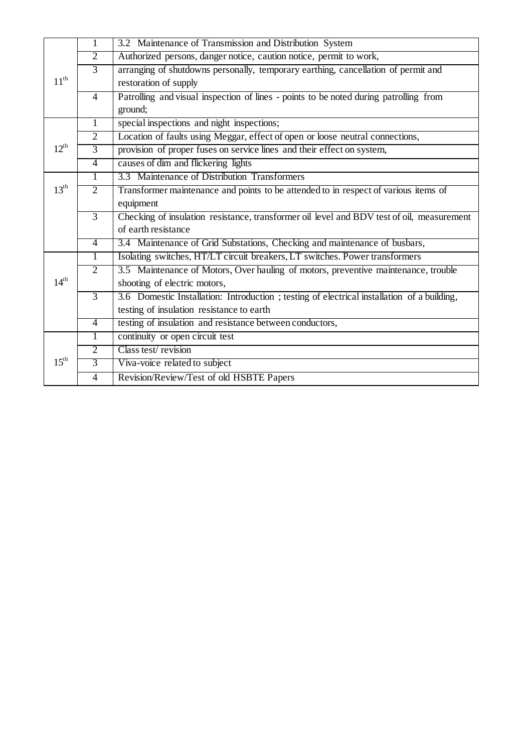| | | |
|---|---|---|
| 11th | 1 | 3.2 Maintenance of Transmission and Distribution System |
| | 2 | Authorized persons, danger notice, caution notice, permit to work, |
| | 3 | arranging of shutdowns personally, temporary earthing, cancellation of permit and restoration of supply |
| | 4 | Patrolling and visual inspection of lines - points to be noted during patrolling from ground; |
| 12th | 1 | special inspections and night inspections; |
| | 2 | Location of faults using Meggar, effect of open or loose neutral connections, |
| | 3 | provision of proper fuses on service lines and their effect on system, |
| | 4 | causes of dim and flickering lights |
| 13th | 1 | 3.3 Maintenance of Distribution Transformers |
| | 2 | Transformer maintenance and points to be attended to in respect of various items of equipment |
| | 3 | Checking of insulation resistance, transformer oil level and BDV test of oil, measurement of earth resistance |
| | 4 | 3.4 Maintenance of Grid Substations, Checking and maintenance of busbars, |
| 14th | 1 | Isolating switches, HT/LT circuit breakers, LT switches. Power transformers |
| | 2 | 3.5 Maintenance of Motors, Over hauling of motors, preventive maintenance, trouble shooting of electric motors, |
| | 3 | 3.6 Domestic Installation: Introduction ; testing of electrical installation of a building, testing of insulation resistance to earth |
| | 4 | testing of insulation and resistance between conductors, |
| 15th | 1 | continuity or open circuit test |
| | 2 | Class test/ revision |
| | 3 | Viva-voice related to subject |
| | 4 | Revision/Review/Test of old HSBTE Papers |